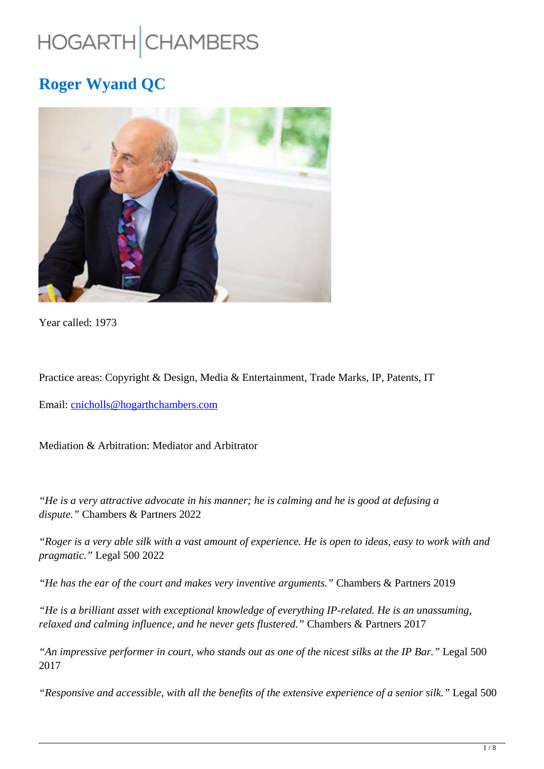HOGARTH | CHAMBERS

# Roger Wyand QC

Year called: 1973

Practice areas: Copyright & Design, Media & Entertainment, Trade Marks, IP, Patents, IT

Email: cnicholls@hogarthchambers.com

Mediation & Arbitration: Mediator and Arbitrator

*"He is a very attractive advocate in his manner; he is calming and he is good at defusing a dispute."* Chambers & Partners 2022

*"Roger is a very able silk with a vast amount of experience. He is open to ideas, easy to work with and pragmatic."* Legal 500 2022

*"He has the ear of the court and makes very inventive arguments."* Chambers & Partners 2019

*"He is a brilliant asset with exceptional knowledge of everything IP-related. He is an unassuming, relaxed and calming influence, and he never gets flustered."* Chambers & Partners 2017

*"An impressive performer in court, who stands out as one of the nicest silks at the IP Bar."* Legal 500 2017

*"Responsive and accessible, with all the benefits of the extensive experience of a senior silk."* Legal 500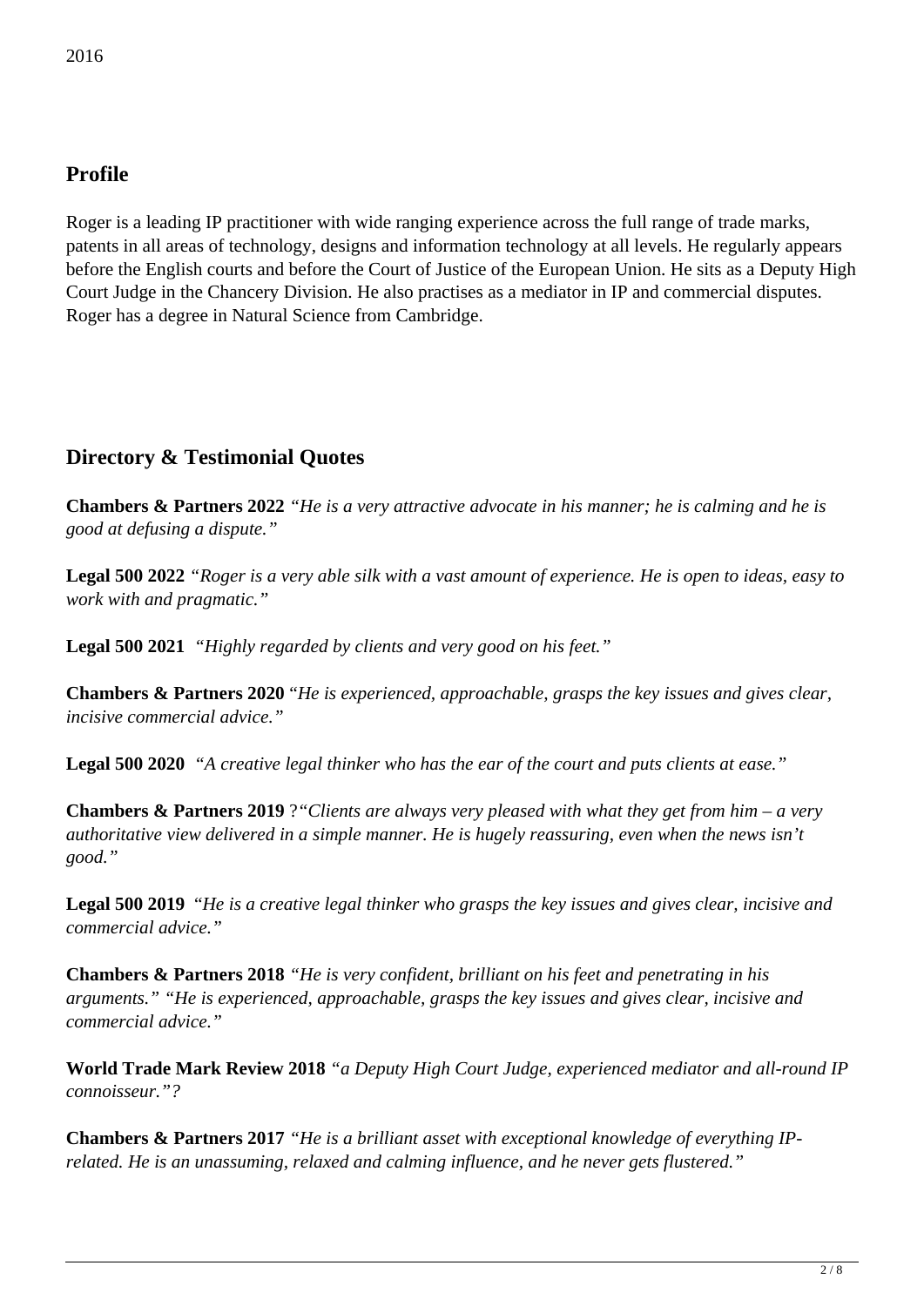2016

## Profile

Roger is a leading IP practitioner with wide ranging experience across the full range of trade marks, patents in all areas of technology, designs and information technology at all levels. He regularly appears before the English courts and before the Court of Justice of the European Union. He sits as a Deputy High Court Judge in the Chancery Division. He also practises as a mediator in IP and commercial disputes. Roger has a degree in Natural Science from Cambridge.

## Directory & Testimonial Quotes

**Chambers & Partners 2022** *"He is a very attractive advocate in his manner; he is calming and he is good at defusing a dispute."*

**Legal 500 2022** *"Roger is a very able silk with a vast amount of experience. He is open to ideas, easy to work with and pragmatic."*

**Legal 500 2021** *"Highly regarded by clients and very good on his feet."*

**Chambers & Partners 2020** "*He is experienced, approachable, grasps the key issues and gives clear, incisive commercial advice."*

**Legal 500 2020** *"A creative legal thinker who has the ear of the court and puts clients at ease."*

**Chambers & Partners 2019** ?*"Clients are always very pleased with what they get from him – a very authoritative view delivered in a simple manner. He is hugely reassuring, even when the news isn't good."*

**Legal 500 2019** *"He is a creative legal thinker who grasps the key issues and gives clear, incisive and commercial advice."*

**Chambers & Partners 2018** *"He is very confident, brilliant on his feet and penetrating in his arguments." "He is experienced, approachable, grasps the key issues and gives clear, incisive and commercial advice."*

**World Trade Mark Review 2018** *"a Deputy High Court Judge, experienced mediator and all-round IP connoisseur."?*

**Chambers & Partners 2017** *"He is a brilliant asset with exceptional knowledge of everything IP-related. He is an unassuming, relaxed and calming influence, and he never gets flustered."*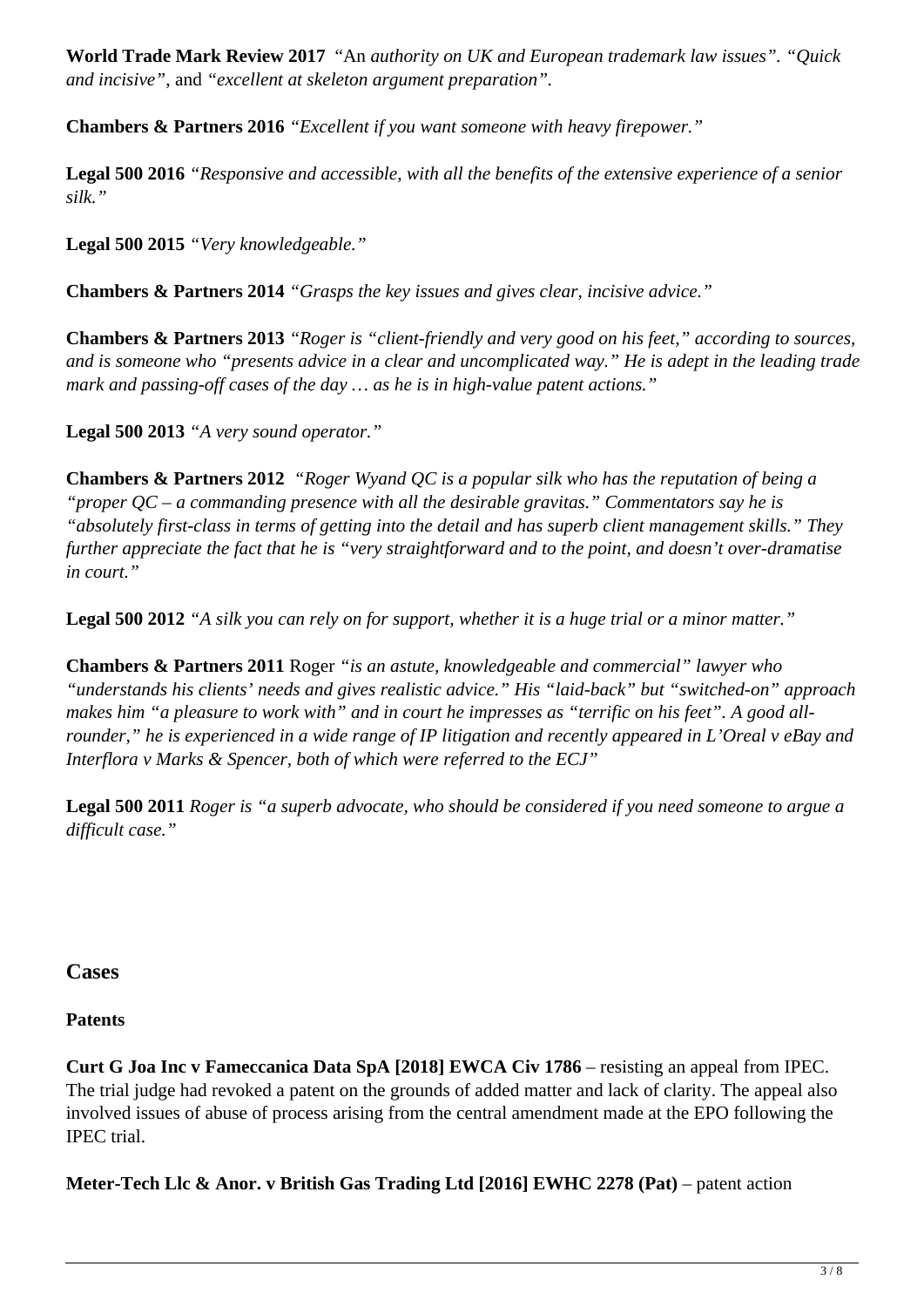**World Trade Mark Review 2017** "An *authority on UK and European trademark law issues". "Quick and incisive",* and *"excellent at skeleton argument preparation".*

**Chambers & Partners 2016** *"Excellent if you want someone with heavy firepower."*

**Legal 500 2016** *"Responsive and accessible, with all the benefits of the extensive experience of a senior silk."*

**Legal 500 2015** *"Very knowledgeable."*

**Chambers & Partners 2014** *"Grasps the key issues and gives clear, incisive advice."*

**Chambers & Partners 2013** *"Roger is "client-friendly and very good on his feet," according to sources, and is someone who "presents advice in a clear and uncomplicated way." He is adept in the leading trade mark and passing-off cases of the day … as he is in high-value patent actions."*

**Legal 500 2013** *"A very sound operator."*

**Chambers & Partners 2012** *"Roger Wyand QC is a popular silk who has the reputation of being a "proper QC – a commanding presence with all the desirable gravitas." Commentators say he is "absolutely first-class in terms of getting into the detail and has superb client management skills." They further appreciate the fact that he is "very straightforward and to the point, and doesn't over-dramatise in court."*

**Legal 500 2012** *"A silk you can rely on for support, whether it is a huge trial or a minor matter."*

**Chambers & Partners 2011** Roger *"is an astute, knowledgeable and commercial" lawyer who "understands his clients' needs and gives realistic advice." His "laid-back" but "switched-on" approach makes him "a pleasure to work with" and in court he impresses as "terrific on his feet". A good all-rounder," he is experienced in a wide range of IP litigation and recently appeared in L'Oreal v eBay and Interflora v Marks & Spencer, both of which were referred to the ECJ"*

**Legal 500 2011** *Roger is "a superb advocate, who should be considered if you need someone to argue a difficult case."*

## Cases

### Patents

**Curt G Joa Inc v Fameccanica Data SpA [2018] EWCA Civ 1786** – resisting an appeal from IPEC. The trial judge had revoked a patent on the grounds of added matter and lack of clarity. The appeal also involved issues of abuse of process arising from the central amendment made at the EPO following the IPEC trial.

**Meter-Tech Llc & Anor. v British Gas Trading Ltd [2016] EWHC 2278 (Pat)** – patent action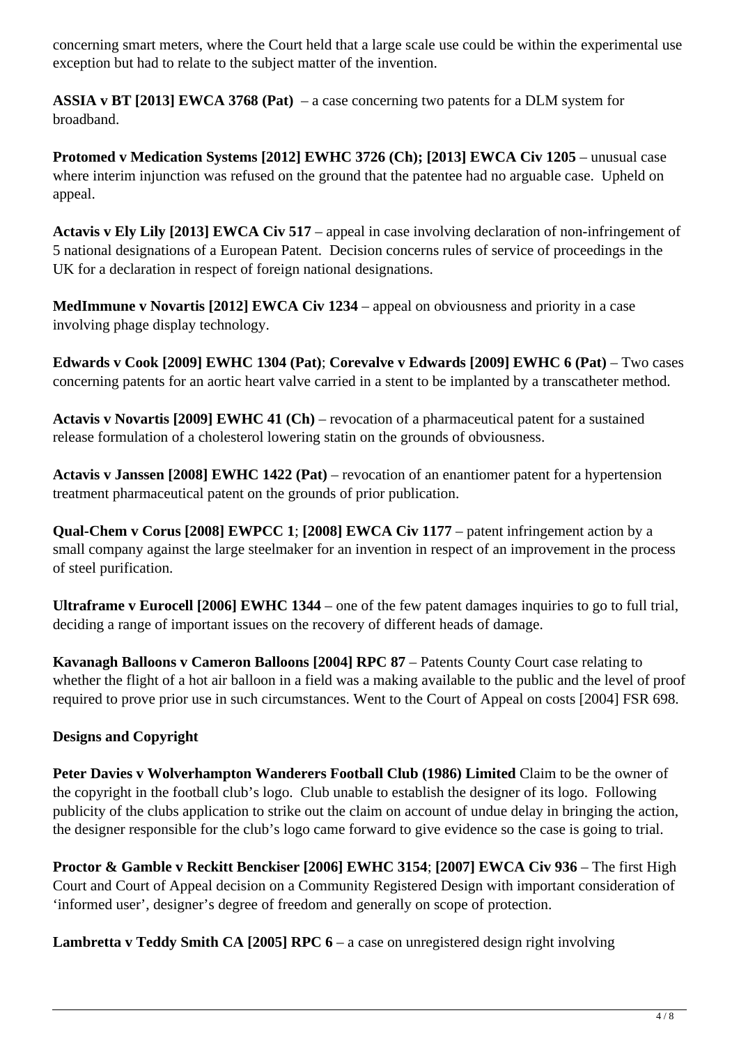concerning smart meters, where the Court held that a large scale use could be within the experimental use exception but had to relate to the subject matter of the invention.

**ASSIA v BT [2013] EWCA 3768 (Pat)** – a case concerning two patents for a DLM system for broadband.

**Protomed v Medication Systems [2012] EWHC 3726 (Ch); [2013] EWCA Civ 1205** – unusual case where interim injunction was refused on the ground that the patentee had no arguable case. Upheld on appeal.

**Actavis v Ely Lily [2013] EWCA Civ 517** – appeal in case involving declaration of non-infringement of 5 national designations of a European Patent. Decision concerns rules of service of proceedings in the UK for a declaration in respect of foreign national designations.

**MedImmune v Novartis [2012] EWCA Civ 1234** – appeal on obviousness and priority in a case involving phage display technology.

**Edwards v Cook [2009] EWHC 1304 (Pat)**; **Corevalve v Edwards [2009] EWHC 6 (Pat)** – Two cases concerning patents for an aortic heart valve carried in a stent to be implanted by a transcatheter method.

**Actavis v Novartis [2009] EWHC 41 (Ch)** – revocation of a pharmaceutical patent for a sustained release formulation of a cholesterol lowering statin on the grounds of obviousness.

**Actavis v Janssen [2008] EWHC 1422 (Pat)** – revocation of an enantiomer patent for a hypertension treatment pharmaceutical patent on the grounds of prior publication.

**Qual-Chem v Corus [2008] EWPCC 1**; **[2008] EWCA Civ 1177** – patent infringement action by a small company against the large steelmaker for an invention in respect of an improvement in the process of steel purification.

**Ultraframe v Eurocell [2006] EWHC 1344** – one of the few patent damages inquiries to go to full trial, deciding a range of important issues on the recovery of different heads of damage.

**Kavanagh Balloons v Cameron Balloons [2004] RPC 87** – Patents County Court case relating to whether the flight of a hot air balloon in a field was a making available to the public and the level of proof required to prove prior use in such circumstances. Went to the Court of Appeal on costs [2004] FSR 698.

**Designs and Copyright**

**Peter Davies v Wolverhampton Wanderers Football Club (1986) Limited** Claim to be the owner of the copyright in the football club's logo. Club unable to establish the designer of its logo. Following publicity of the clubs application to strike out the claim on account of undue delay in bringing the action, the designer responsible for the club's logo came forward to give evidence so the case is going to trial.

**Proctor & Gamble v Reckitt Benckiser [2006] EWHC 3154**; **[2007] EWCA Civ 936** – The first High Court and Court of Appeal decision on a Community Registered Design with important consideration of 'informed user', designer's degree of freedom and generally on scope of protection.

**Lambretta v Teddy Smith CA [2005] RPC 6** – a case on unregistered design right involving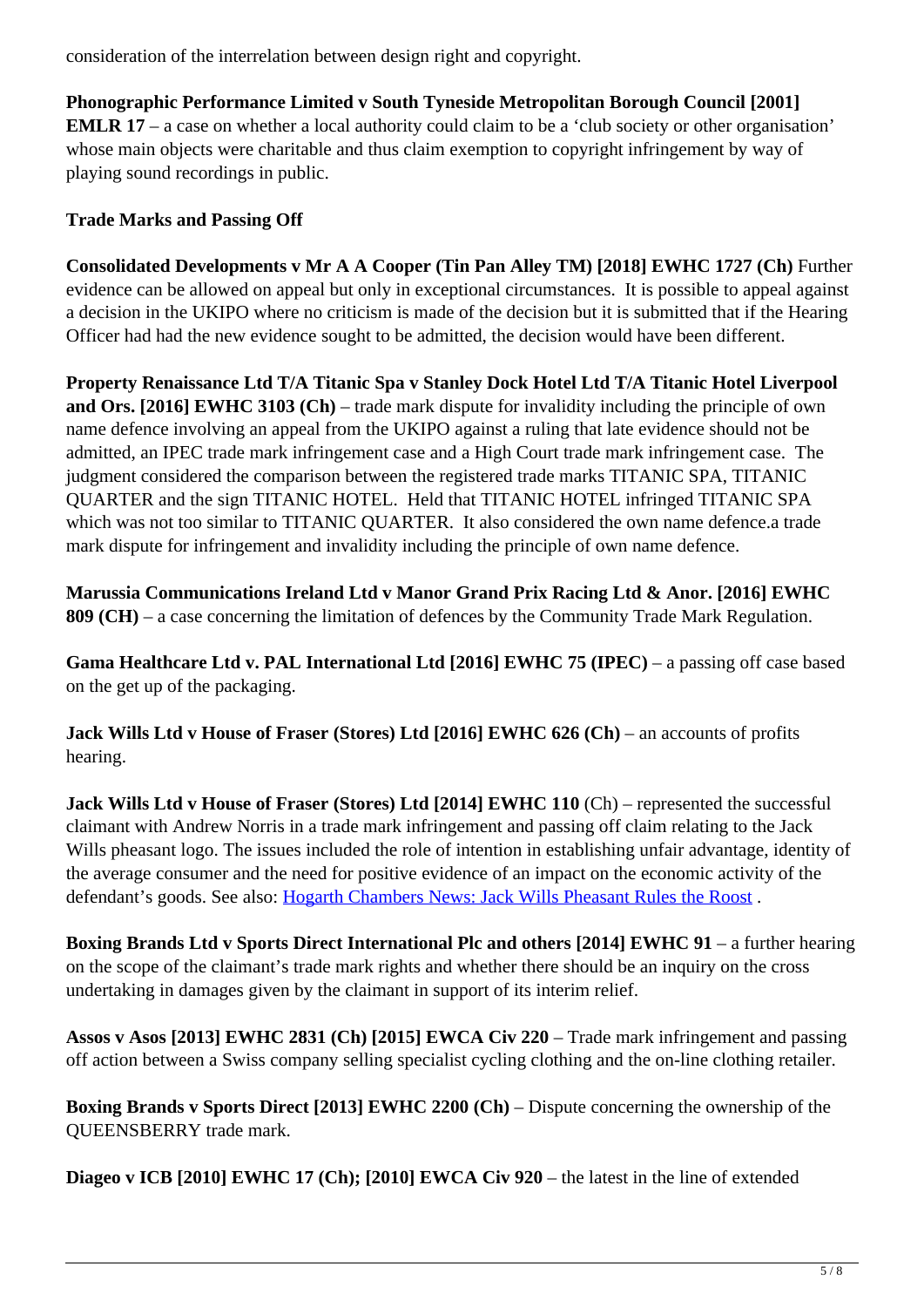consideration of the interrelation between design right and copyright.

**Phonographic Performance Limited v South Tyneside Metropolitan Borough Council [2001] EMLR 17** – a case on whether a local authority could claim to be a 'club society or other organisation' whose main objects were charitable and thus claim exemption to copyright infringement by way of playing sound recordings in public.

**Trade Marks and Passing Off**

**Consolidated Developments v Mr A A Cooper (Tin Pan Alley TM) [2018] EWHC 1727 (Ch)** Further evidence can be allowed on appeal but only in exceptional circumstances. It is possible to appeal against a decision in the UKIPO where no criticism is made of the decision but it is submitted that if the Hearing Officer had had the new evidence sought to be admitted, the decision would have been different.

**Property Renaissance Ltd T/A Titanic Spa v Stanley Dock Hotel Ltd T/A Titanic Hotel Liverpool and Ors. [2016] EWHC 3103 (Ch)** – trade mark dispute for invalidity including the principle of own name defence involving an appeal from the UKIPO against a ruling that late evidence should not be admitted, an IPEC trade mark infringement case and a High Court trade mark infringement case. The judgment considered the comparison between the registered trade marks TITANIC SPA, TITANIC QUARTER and the sign TITANIC HOTEL. Held that TITANIC HOTEL infringed TITANIC SPA which was not too similar to TITANIC QUARTER. It also considered the own name defence.a trade mark dispute for infringement and invalidity including the principle of own name defence.

**Marussia Communications Ireland Ltd v Manor Grand Prix Racing Ltd & Anor. [2016] EWHC 809 (CH)** – a case concerning the limitation of defences by the Community Trade Mark Regulation.

**Gama Healthcare Ltd v. PAL International Ltd [2016] EWHC 75 (IPEC)** – a passing off case based on the get up of the packaging.

**Jack Wills Ltd v House of Fraser (Stores) Ltd [2016] EWHC 626 (Ch)** – an accounts of profits hearing.

**Jack Wills Ltd v House of Fraser (Stores) Ltd [2014] EWHC 110** (Ch) – represented the successful claimant with Andrew Norris in a trade mark infringement and passing off claim relating to the Jack Wills pheasant logo. The issues included the role of intention in establishing unfair advantage, identity of the average consumer and the need for positive evidence of an impact on the economic activity of the defendant's goods. See also: [Hogarth Chambers News: Jack Wills Pheasant Rules the Roost](#) .

**Boxing Brands Ltd v Sports Direct International Plc and others [2014] EWHC 91** – a further hearing on the scope of the claimant's trade mark rights and whether there should be an inquiry on the cross undertaking in damages given by the claimant in support of its interim relief.

**Assos v Asos [2013] EWHC 2831 (Ch) [2015] EWCA Civ 220** – Trade mark infringement and passing off action between a Swiss company selling specialist cycling clothing and the on-line clothing retailer.

**Boxing Brands v Sports Direct [2013] EWHC 2200 (Ch)** – Dispute concerning the ownership of the QUEENSBERRY trade mark.

**Diageo v ICB [2010] EWHC 17 (Ch); [2010] EWCA Civ 920** – the latest in the line of extended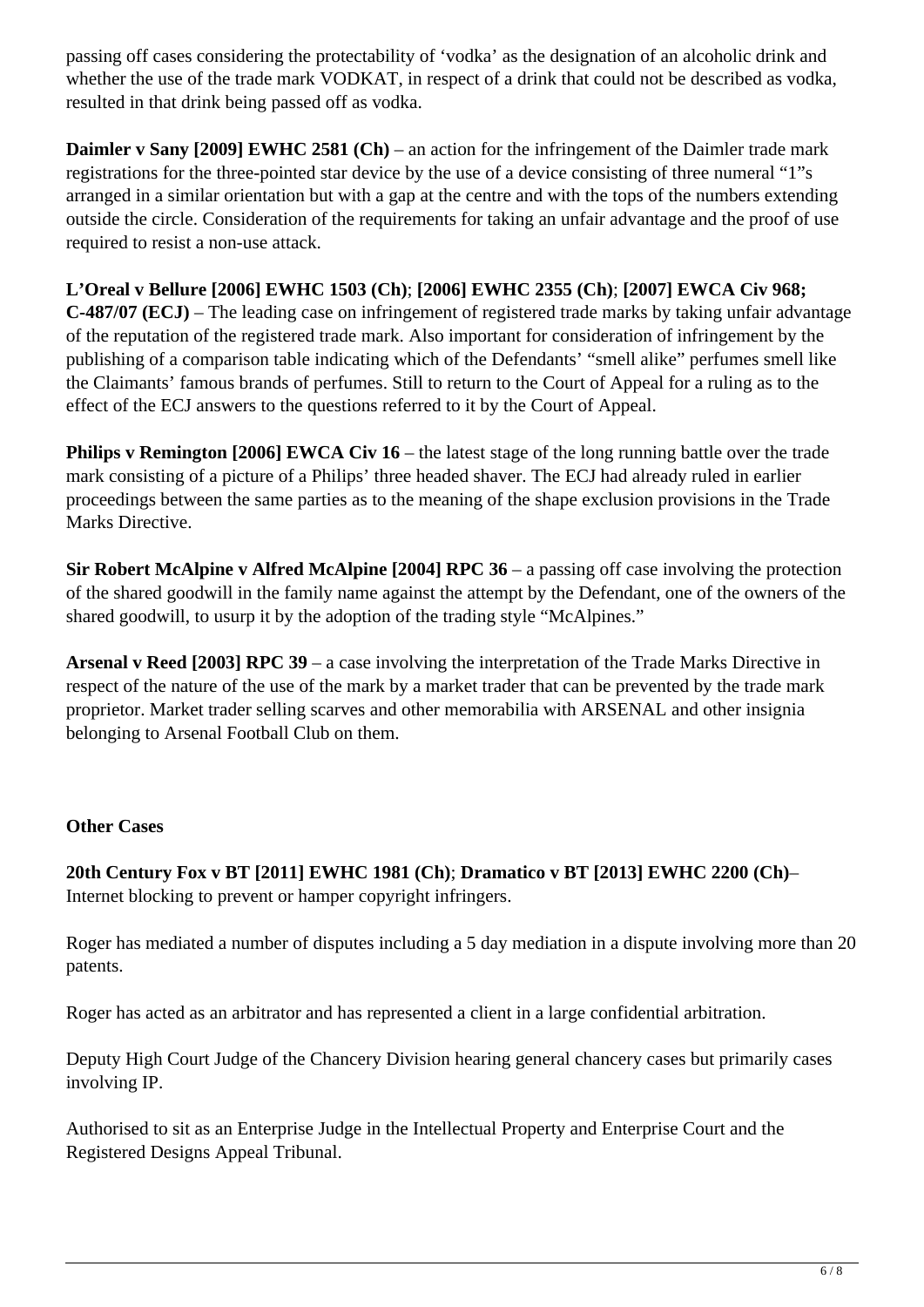passing off cases considering the protectability of 'vodka' as the designation of an alcoholic drink and whether the use of the trade mark VODKAT, in respect of a drink that could not be described as vodka, resulted in that drink being passed off as vodka.

**Daimler v Sany [2009] EWHC 2581 (Ch)** – an action for the infringement of the Daimler trade mark registrations for the three-pointed star device by the use of a device consisting of three numeral "1"s arranged in a similar orientation but with a gap at the centre and with the tops of the numbers extending outside the circle. Consideration of the requirements for taking an unfair advantage and the proof of use required to resist a non-use attack.

**L'Oreal v Bellure [2006] EWHC 1503 (Ch)**; **[2006] EWHC 2355 (Ch)**; **[2007] EWCA Civ 968; C-487/07 (ECJ)** – The leading case on infringement of registered trade marks by taking unfair advantage of the reputation of the registered trade mark. Also important for consideration of infringement by the publishing of a comparison table indicating which of the Defendants' "smell alike" perfumes smell like the Claimants' famous brands of perfumes. Still to return to the Court of Appeal for a ruling as to the effect of the ECJ answers to the questions referred to it by the Court of Appeal.

**Philips v Remington [2006] EWCA Civ 16** – the latest stage of the long running battle over the trade mark consisting of a picture of a Philips' three headed shaver. The ECJ had already ruled in earlier proceedings between the same parties as to the meaning of the shape exclusion provisions in the Trade Marks Directive.

**Sir Robert McAlpine v Alfred McAlpine [2004] RPC 36** – a passing off case involving the protection of the shared goodwill in the family name against the attempt by the Defendant, one of the owners of the shared goodwill, to usurp it by the adoption of the trading style "McAlpines."

**Arsenal v Reed [2003] RPC 39** – a case involving the interpretation of the Trade Marks Directive in respect of the nature of the use of the mark by a market trader that can be prevented by the trade mark proprietor. Market trader selling scarves and other memorabilia with ARSENAL and other insignia belonging to Arsenal Football Club on them.

**Other Cases**

**20th Century Fox v BT [2011] EWHC 1981 (Ch)**; **Dramatico v BT [2013] EWHC 2200 (Ch)**– Internet blocking to prevent or hamper copyright infringers.

Roger has mediated a number of disputes including a 5 day mediation in a dispute involving more than 20 patents.

Roger has acted as an arbitrator and has represented a client in a large confidential arbitration.

Deputy High Court Judge of the Chancery Division hearing general chancery cases but primarily cases involving IP.

Authorised to sit as an Enterprise Judge in the Intellectual Property and Enterprise Court and the Registered Designs Appeal Tribunal.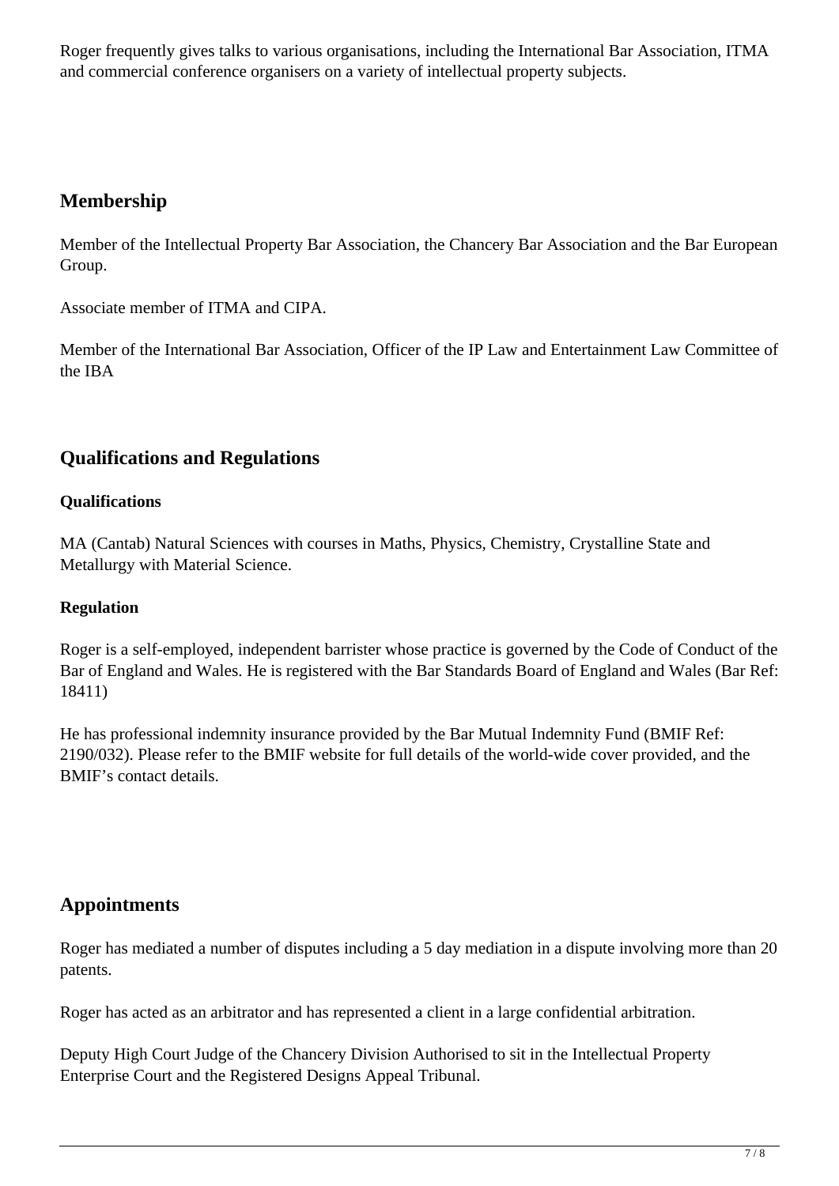Roger frequently gives talks to various organisations, including the International Bar Association, ITMA and commercial conference organisers on a variety of intellectual property subjects.

## Membership

Member of the Intellectual Property Bar Association, the Chancery Bar Association and the Bar European Group.

Associate member of ITMA and CIPA.

Member of the International Bar Association, Officer of the IP Law and Entertainment Law Committee of the IBA

## Qualifications and Regulations

**Qualifications**

MA (Cantab) Natural Sciences with courses in Maths, Physics, Chemistry, Crystalline State and Metallurgy with Material Science.

**Regulation**

Roger is a self-employed, independent barrister whose practice is governed by the Code of Conduct of the Bar of England and Wales. He is registered with the Bar Standards Board of England and Wales (Bar Ref: 18411)

He has professional indemnity insurance provided by the Bar Mutual Indemnity Fund (BMIF Ref: 2190/032). Please refer to the BMIF website for full details of the world-wide cover provided, and the BMIF's contact details.

## Appointments

Roger has mediated a number of disputes including a 5 day mediation in a dispute involving more than 20 patents.

Roger has acted as an arbitrator and has represented a client in a large confidential arbitration.

Deputy High Court Judge of the Chancery Division Authorised to sit in the Intellectual Property Enterprise Court and the Registered Designs Appeal Tribunal.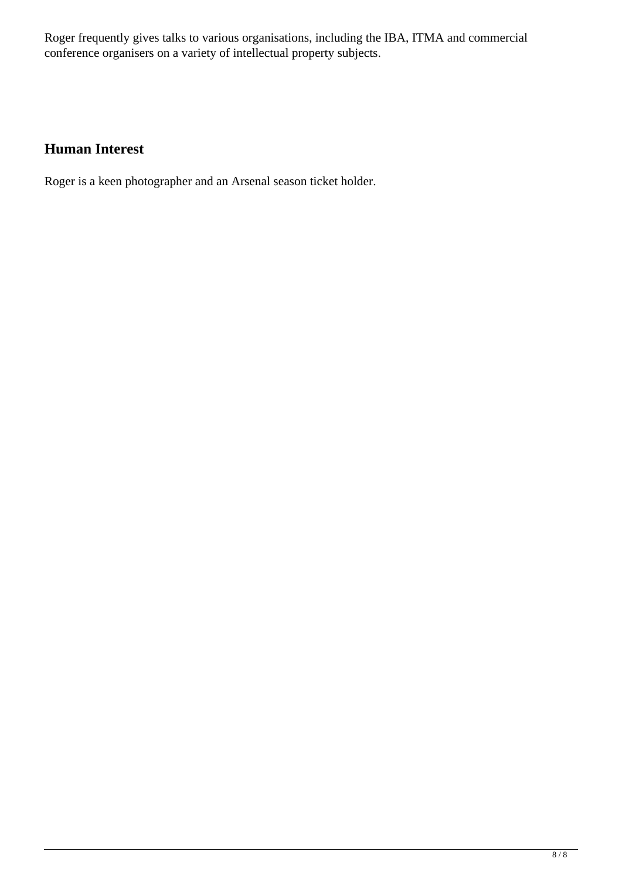Roger frequently gives talks to various organisations, including the IBA, ITMA and commercial conference organisers on a variety of intellectual property subjects.

## Human Interest

Roger is a keen photographer and an Arsenal season ticket holder.